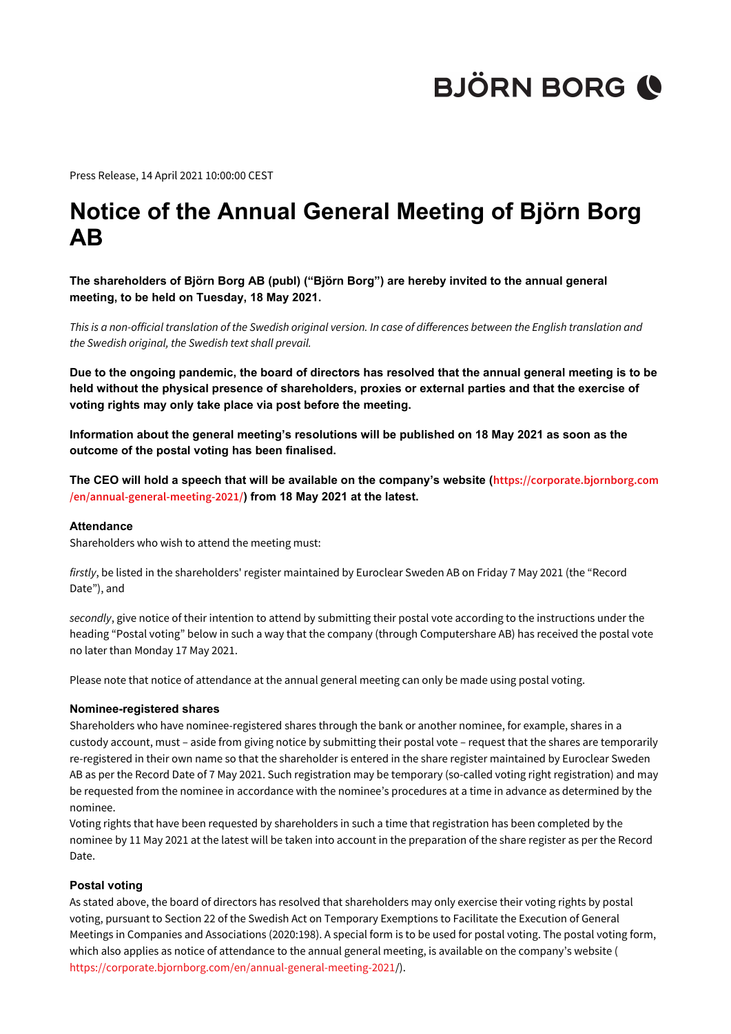Press Release, 14 April 2021 10:00:00 CEST

# Notice of the Annual General Meeting of Björn Borg AB

**The shareholders of Björn Borg AB (publ) ("Björn Borg") are hereby invited to the annual general meeting, to be held on Tuesday, 18 May 2021.**

*This is a non-official translation of the Swedish original version. In case of differences between the English translation and the Swedish original, the Swedish text shall prevail.*

**Due to the ongoing pandemic, the board of directors has resolved that the annual general meeting is to be held without the physical presence of shareholders, proxies or external parties and that the exercise of voting rights may only take place via post before the meeting.**

**Information about the general meeting's resolutions will be published on 18 May 2021 as soon as the outcome of the postal voting has been finalised.**

**The CEO will hold a speech that will be available on the company's website (https://corporate.bjornborg.com/en/annual-general-meeting-2021/) from 18 May 2021 at the latest.**

### Attendance

Shareholders who wish to attend the meeting must:

*firstly*, be listed in the shareholders' register maintained by Euroclear Sweden AB on Friday 7 May 2021 (the "Record Date"), and

*secondly*, give notice of their intention to attend by submitting their postal vote according to the instructions under the heading "Postal voting" below in such a way that the company (through Computershare AB) has received the postal vote no later than Monday 17 May 2021.

Please note that notice of attendance at the annual general meeting can only be made using postal voting.

### Nominee-registered shares

Shareholders who have nominee-registered shares through the bank or another nominee, for example, shares in a custody account, must – aside from giving notice by submitting their postal vote – request that the shares are temporarily re-registered in their own name so that the shareholder is entered in the share register maintained by Euroclear Sweden AB as per the Record Date of 7 May 2021. Such registration may be temporary (so-called voting right registration) and may be requested from the nominee in accordance with the nominee's procedures at a time in advance as determined by the nominee.

Voting rights that have been requested by shareholders in such a time that registration has been completed by the nominee by 11 May 2021 at the latest will be taken into account in the preparation of the share register as per the Record Date.

### Postal voting

As stated above, the board of directors has resolved that shareholders may only exercise their voting rights by postal voting, pursuant to Section 22 of the Swedish Act on Temporary Exemptions to Facilitate the Execution of General Meetings in Companies and Associations (2020:198). A special form is to be used for postal voting. The postal voting form, which also applies as notice of attendance to the annual general meeting, is available on the company's website (https://corporate.bjornborg.com/en/annual-general-meeting-2021/).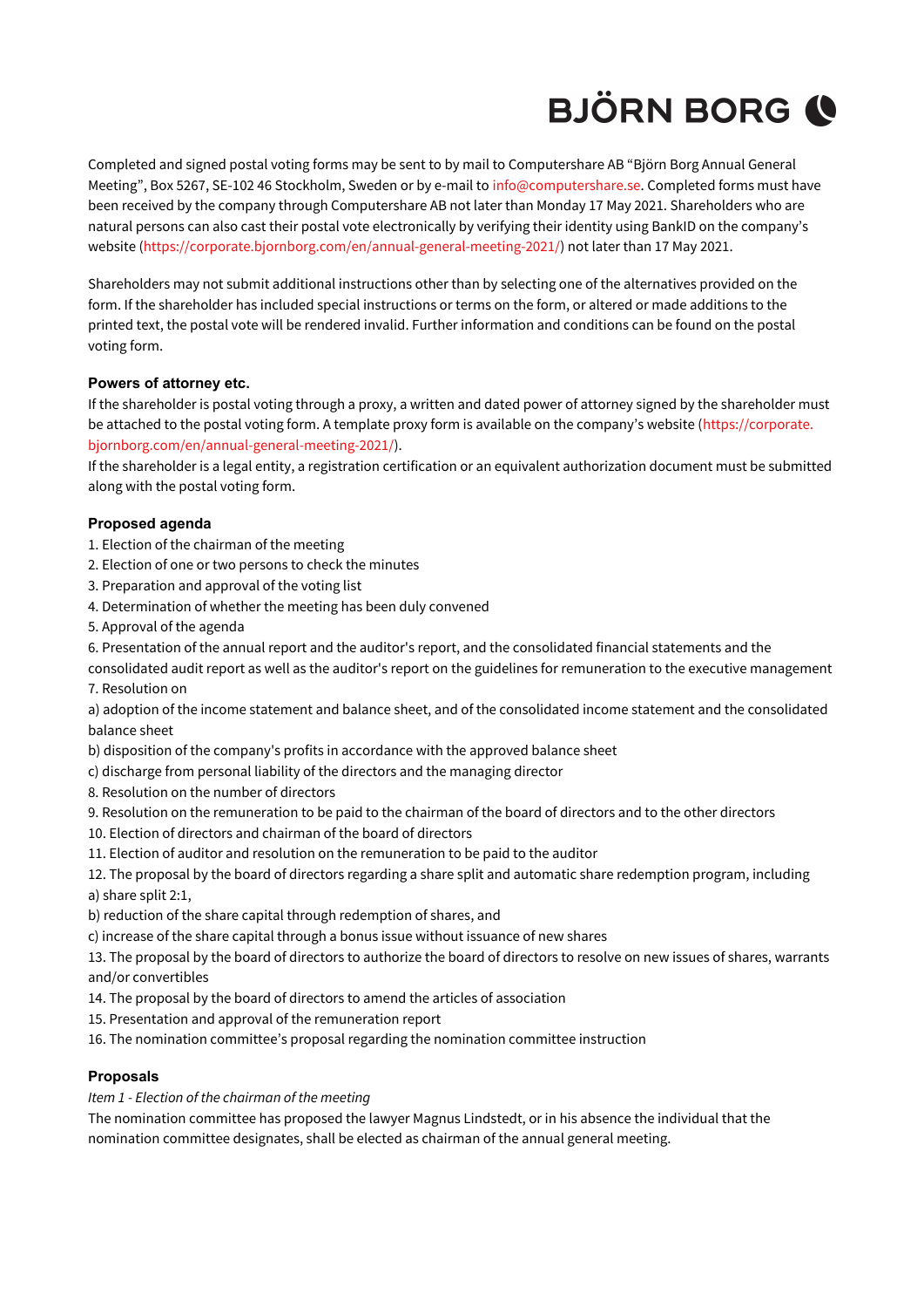Completed and signed postal voting forms may be sent to by mail to Computershare AB "Björn Borg Annual General Meeting", Box 5267, SE-102 46 Stockholm, Sweden or by e-mail to info@computershare.se. Completed forms must have been received by the company through Computershare AB not later than Monday 17 May 2021. Shareholders who are natural persons can also cast their postal vote electronically by verifying their identity using BankID on the company's website (https://corporate.bjornborg.com/en/annual-general-meeting-2021/) not later than 17 May 2021.

Shareholders may not submit additional instructions other than by selecting one of the alternatives provided on the form. If the shareholder has included special instructions or terms on the form, or altered or made additions to the printed text, the postal vote will be rendered invalid. Further information and conditions can be found on the postal voting form.

### Powers of attorney etc.

If the shareholder is postal voting through a proxy, a written and dated power of attorney signed by the shareholder must be attached to the postal voting form. A template proxy form is available on the company's website (https://corporate.bjornborg.com/en/annual-general-meeting-2021/).

If the shareholder is a legal entity, a registration certification or an equivalent authorization document must be submitted along with the postal voting form.

### Proposed agenda

1. Election of the chairman of the meeting
2. Election of one or two persons to check the minutes
3. Preparation and approval of the voting list
4. Determination of whether the meeting has been duly convened
5. Approval of the agenda
6. Presentation of the annual report and the auditor's report, and the consolidated financial statements and the consolidated audit report as well as the auditor's report on the guidelines for remuneration to the executive management
7. Resolution on
   a) adoption of the income statement and balance sheet, and of the consolidated income statement and the consolidated balance sheet
   b) disposition of the company's profits in accordance with the approved balance sheet
   c) discharge from personal liability of the directors and the managing director
8. Resolution on the number of directors
9. Resolution on the remuneration to be paid to the chairman of the board of directors and to the other directors
10. Election of directors and chairman of the board of directors
11. Election of auditor and resolution on the remuneration to be paid to the auditor
12. The proposal by the board of directors regarding a share split and automatic share redemption program, including
    a) share split 2:1,
    b) reduction of the share capital through redemption of shares, and
    c) increase of the share capital through a bonus issue without issuance of new shares
13. The proposal by the board of directors to authorize the board of directors to resolve on new issues of shares, warrants and/or convertibles
14. The proposal by the board of directors to amend the articles of association
15. Presentation and approval of the remuneration report
16. The nomination committee's proposal regarding the nomination committee instruction

### Proposals

*Item 1 - Election of the chairman of the meeting*

The nomination committee has proposed the lawyer Magnus Lindstedt, or in his absence the individual that the nomination committee designates, shall be elected as chairman of the annual general meeting.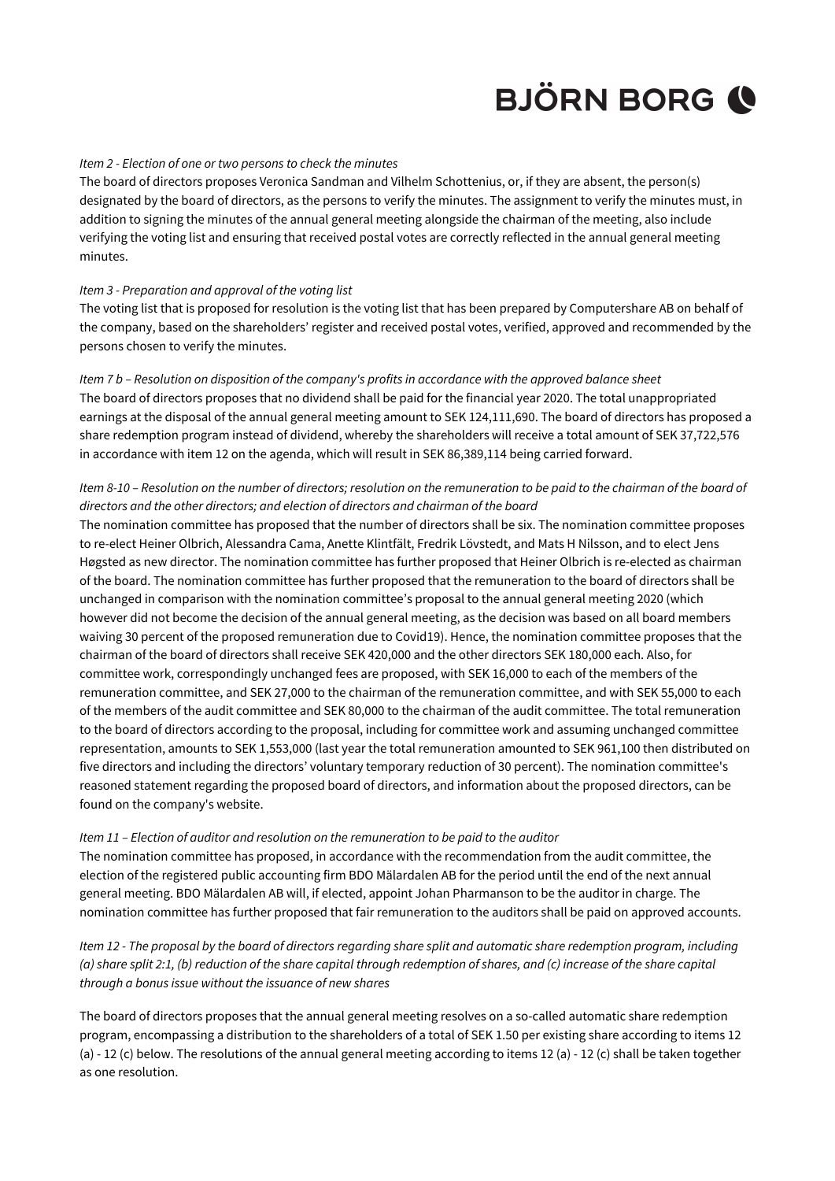*Item 2 - Election of one or two persons to check the minutes*

The board of directors proposes Veronica Sandman and Vilhelm Schottenius, or, if they are absent, the person(s) designated by the board of directors, as the persons to verify the minutes. The assignment to verify the minutes must, in addition to signing the minutes of the annual general meeting alongside the chairman of the meeting, also include verifying the voting list and ensuring that received postal votes are correctly reflected in the annual general meeting minutes.

*Item 3 - Preparation and approval of the voting list*

The voting list that is proposed for resolution is the voting list that has been prepared by Computershare AB on behalf of the company, based on the shareholders' register and received postal votes, verified, approved and recommended by the persons chosen to verify the minutes.

*Item 7 b – Resolution on disposition of the company's profits in accordance with the approved balance sheet*

The board of directors proposes that no dividend shall be paid for the financial year 2020. The total unappropriated earnings at the disposal of the annual general meeting amount to SEK 124,111,690. The board of directors has proposed a share redemption program instead of dividend, whereby the shareholders will receive a total amount of SEK 37,722,576 in accordance with item 12 on the agenda, which will result in SEK 86,389,114 being carried forward.

*Item 8-10 – Resolution on the number of directors; resolution on the remuneration to be paid to the chairman of the board of directors and the other directors; and election of directors and chairman of the board*

The nomination committee has proposed that the number of directors shall be six. The nomination committee proposes to re-elect Heiner Olbrich, Alessandra Cama, Anette Klintfält, Fredrik Lövstedt, and Mats H Nilsson, and to elect Jens Høgsted as new director. The nomination committee has further proposed that Heiner Olbrich is re-elected as chairman of the board. The nomination committee has further proposed that the remuneration to the board of directors shall be unchanged in comparison with the nomination committee's proposal to the annual general meeting 2020 (which however did not become the decision of the annual general meeting, as the decision was based on all board members waiving 30 percent of the proposed remuneration due to Covid19). Hence, the nomination committee proposes that the chairman of the board of directors shall receive SEK 420,000 and the other directors SEK 180,000 each. Also, for committee work, correspondingly unchanged fees are proposed, with SEK 16,000 to each of the members of the remuneration committee, and SEK 27,000 to the chairman of the remuneration committee, and with SEK 55,000 to each of the members of the audit committee and SEK 80,000 to the chairman of the audit committee. The total remuneration to the board of directors according to the proposal, including for committee work and assuming unchanged committee representation, amounts to SEK 1,553,000 (last year the total remuneration amounted to SEK 961,100 then distributed on five directors and including the directors' voluntary temporary reduction of 30 percent). The nomination committee's reasoned statement regarding the proposed board of directors, and information about the proposed directors, can be found on the company's website.

*Item 11 – Election of auditor and resolution on the remuneration to be paid to the auditor*

The nomination committee has proposed, in accordance with the recommendation from the audit committee, the election of the registered public accounting firm BDO Mälardalen AB for the period until the end of the next annual general meeting. BDO Mälardalen AB will, if elected, appoint Johan Pharmanson to be the auditor in charge. The nomination committee has further proposed that fair remuneration to the auditors shall be paid on approved accounts.

*Item 12 - The proposal by the board of directors regarding share split and automatic share redemption program, including (a) share split 2:1, (b) reduction of the share capital through redemption of shares, and (c) increase of the share capital through a bonus issue without the issuance of new shares*

The board of directors proposes that the annual general meeting resolves on a so-called automatic share redemption program, encompassing a distribution to the shareholders of a total of SEK 1.50 per existing share according to items 12 (a) - 12 (c) below. The resolutions of the annual general meeting according to items 12 (a) - 12 (c) shall be taken together as one resolution.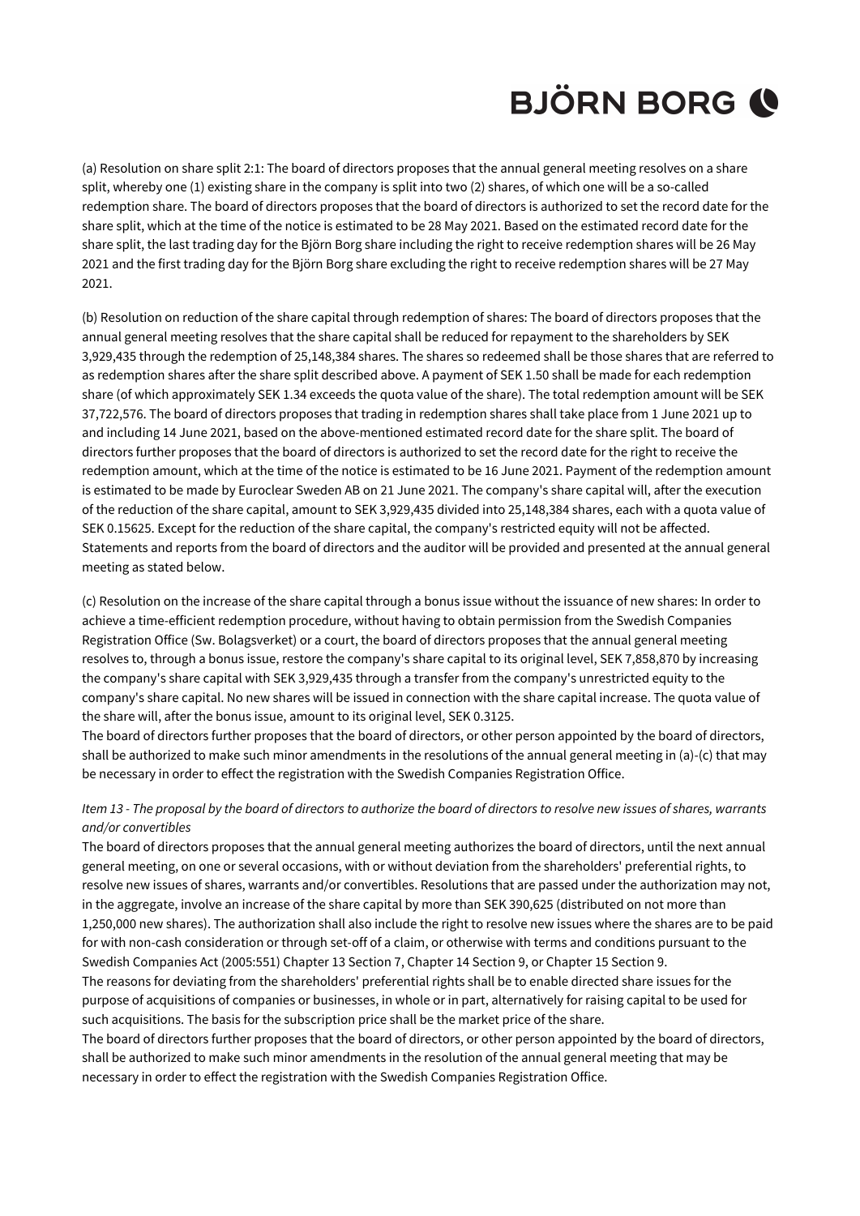(a) Resolution on share split 2:1: The board of directors proposes that the annual general meeting resolves on a share split, whereby one (1) existing share in the company is split into two (2) shares, of which one will be a so-called redemption share. The board of directors proposes that the board of directors is authorized to set the record date for the share split, which at the time of the notice is estimated to be 28 May 2021. Based on the estimated record date for the share split, the last trading day for the Björn Borg share including the right to receive redemption shares will be 26 May 2021 and the first trading day for the Björn Borg share excluding the right to receive redemption shares will be 27 May 2021.

(b) Resolution on reduction of the share capital through redemption of shares: The board of directors proposes that the annual general meeting resolves that the share capital shall be reduced for repayment to the shareholders by SEK 3,929,435 through the redemption of 25,148,384 shares. The shares so redeemed shall be those shares that are referred to as redemption shares after the share split described above. A payment of SEK 1.50 shall be made for each redemption share (of which approximately SEK 1.34 exceeds the quota value of the share). The total redemption amount will be SEK 37,722,576. The board of directors proposes that trading in redemption shares shall take place from 1 June 2021 up to and including 14 June 2021, based on the above-mentioned estimated record date for the share split. The board of directors further proposes that the board of directors is authorized to set the record date for the right to receive the redemption amount, which at the time of the notice is estimated to be 16 June 2021. Payment of the redemption amount is estimated to be made by Euroclear Sweden AB on 21 June 2021. The company's share capital will, after the execution of the reduction of the share capital, amount to SEK 3,929,435 divided into 25,148,384 shares, each with a quota value of SEK 0.15625. Except for the reduction of the share capital, the company's restricted equity will not be affected. Statements and reports from the board of directors and the auditor will be provided and presented at the annual general meeting as stated below.

(c) Resolution on the increase of the share capital through a bonus issue without the issuance of new shares: In order to achieve a time-efficient redemption procedure, without having to obtain permission from the Swedish Companies Registration Office (Sw. Bolagsverket) or a court, the board of directors proposes that the annual general meeting resolves to, through a bonus issue, restore the company's share capital to its original level, SEK 7,858,870 by increasing the company's share capital with SEK 3,929,435 through a transfer from the company's unrestricted equity to the company's share capital. No new shares will be issued in connection with the share capital increase. The quota value of the share will, after the bonus issue, amount to its original level, SEK 0.3125.

The board of directors further proposes that the board of directors, or other person appointed by the board of directors, shall be authorized to make such minor amendments in the resolutions of the annual general meeting in (a)-(c) that may be necessary in order to effect the registration with the Swedish Companies Registration Office.

*Item 13 - The proposal by the board of directors to authorize the board of directors to resolve new issues of shares, warrants and/or convertibles*

The board of directors proposes that the annual general meeting authorizes the board of directors, until the next annual general meeting, on one or several occasions, with or without deviation from the shareholders' preferential rights, to resolve new issues of shares, warrants and/or convertibles. Resolutions that are passed under the authorization may not, in the aggregate, involve an increase of the share capital by more than SEK 390,625 (distributed on not more than 1,250,000 new shares). The authorization shall also include the right to resolve new issues where the shares are to be paid for with non-cash consideration or through set-off of a claim, or otherwise with terms and conditions pursuant to the Swedish Companies Act (2005:551) Chapter 13 Section 7, Chapter 14 Section 9, or Chapter 15 Section 9.

The reasons for deviating from the shareholders' preferential rights shall be to enable directed share issues for the purpose of acquisitions of companies or businesses, in whole or in part, alternatively for raising capital to be used for such acquisitions. The basis for the subscription price shall be the market price of the share.

The board of directors further proposes that the board of directors, or other person appointed by the board of directors, shall be authorized to make such minor amendments in the resolution of the annual general meeting that may be necessary in order to effect the registration with the Swedish Companies Registration Office.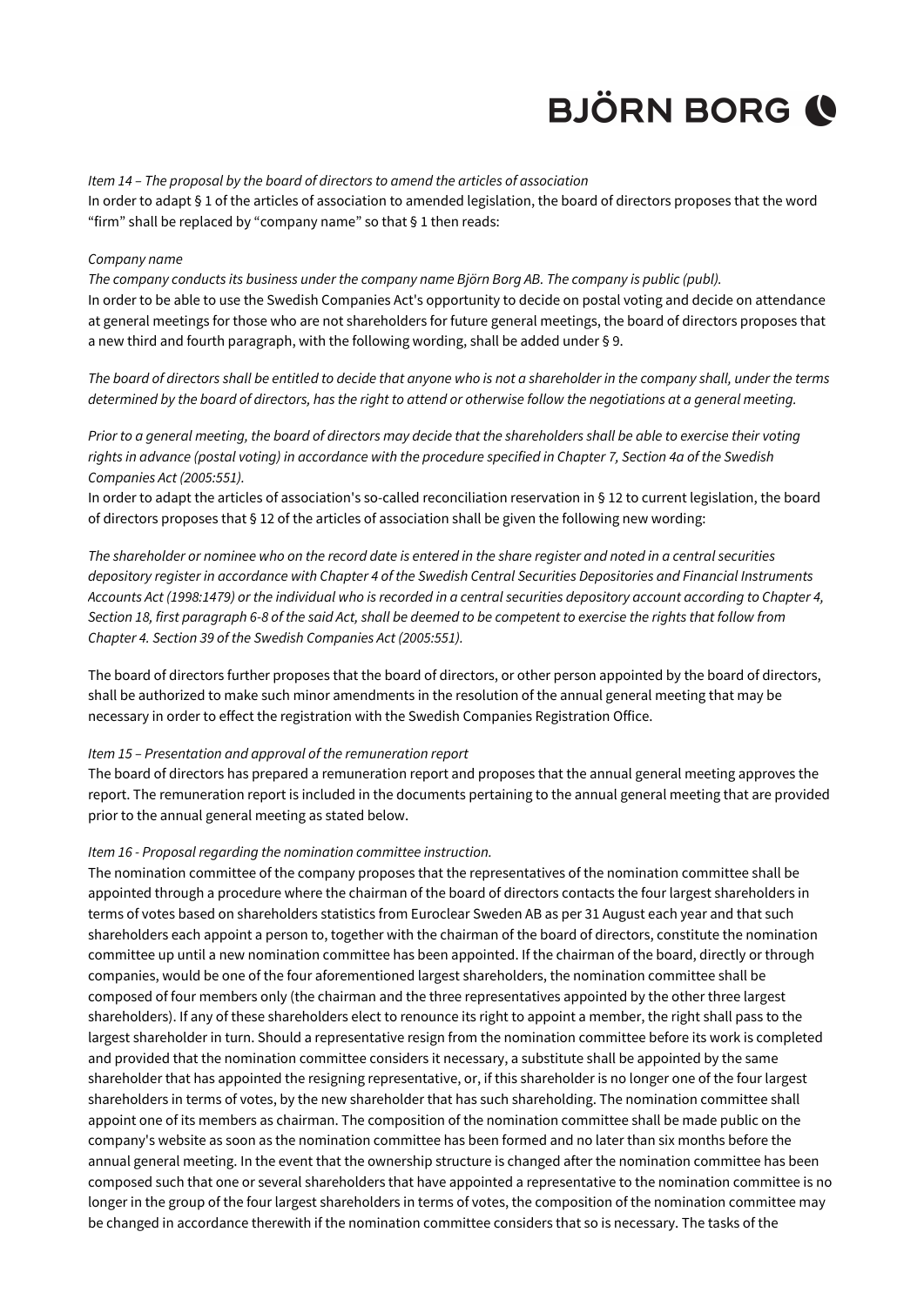*Item 14 – The proposal by the board of directors to amend the articles of association*
In order to adapt § 1 of the articles of association to amended legislation, the board of directors proposes that the word "firm" shall be replaced by "company name" so that § 1 then reads:

*Company name*
*The company conducts its business under the company name Björn Borg AB. The company is public (publ).*
In order to be able to use the Swedish Companies Act's opportunity to decide on postal voting and decide on attendance at general meetings for those who are not shareholders for future general meetings, the board of directors proposes that a new third and fourth paragraph, with the following wording, shall be added under § 9.

*The board of directors shall be entitled to decide that anyone who is not a shareholder in the company shall, under the terms determined by the board of directors, has the right to attend or otherwise follow the negotiations at a general meeting.*

*Prior to a general meeting, the board of directors may decide that the shareholders shall be able to exercise their voting rights in advance (postal voting) in accordance with the procedure specified in Chapter 7, Section 4a of the Swedish Companies Act (2005:551).*
In order to adapt the articles of association's so-called reconciliation reservation in § 12 to current legislation, the board of directors proposes that § 12 of the articles of association shall be given the following new wording:

*The shareholder or nominee who on the record date is entered in the share register and noted in a central securities depository register in accordance with Chapter 4 of the Swedish Central Securities Depositories and Financial Instruments Accounts Act (1998:1479) or the individual who is recorded in a central securities depository account according to Chapter 4, Section 18, first paragraph 6-8 of the said Act, shall be deemed to be competent to exercise the rights that follow from Chapter 4. Section 39 of the Swedish Companies Act (2005:551).*

The board of directors further proposes that the board of directors, or other person appointed by the board of directors, shall be authorized to make such minor amendments in the resolution of the annual general meeting that may be necessary in order to effect the registration with the Swedish Companies Registration Office.

*Item 15 – Presentation and approval of the remuneration report*
The board of directors has prepared a remuneration report and proposes that the annual general meeting approves the report. The remuneration report is included in the documents pertaining to the annual general meeting that are provided prior to the annual general meeting as stated below.

*Item 16 - Proposal regarding the nomination committee instruction.*
The nomination committee of the company proposes that the representatives of the nomination committee shall be appointed through a procedure where the chairman of the board of directors contacts the four largest shareholders in terms of votes based on shareholders statistics from Euroclear Sweden AB as per 31 August each year and that such shareholders each appoint a person to, together with the chairman of the board of directors, constitute the nomination committee up until a new nomination committee has been appointed. If the chairman of the board, directly or through companies, would be one of the four aforementioned largest shareholders, the nomination committee shall be composed of four members only (the chairman and the three representatives appointed by the other three largest shareholders). If any of these shareholders elect to renounce its right to appoint a member, the right shall pass to the largest shareholder in turn. Should a representative resign from the nomination committee before its work is completed and provided that the nomination committee considers it necessary, a substitute shall be appointed by the same shareholder that has appointed the resigning representative, or, if this shareholder is no longer one of the four largest shareholders in terms of votes, by the new shareholder that has such shareholding. The nomination committee shall appoint one of its members as chairman. The composition of the nomination committee shall be made public on the company's website as soon as the nomination committee has been formed and no later than six months before the annual general meeting. In the event that the ownership structure is changed after the nomination committee has been composed such that one or several shareholders that have appointed a representative to the nomination committee is no longer in the group of the four largest shareholders in terms of votes, the composition of the nomination committee may be changed in accordance therewith if the nomination committee considers that so is necessary. The tasks of the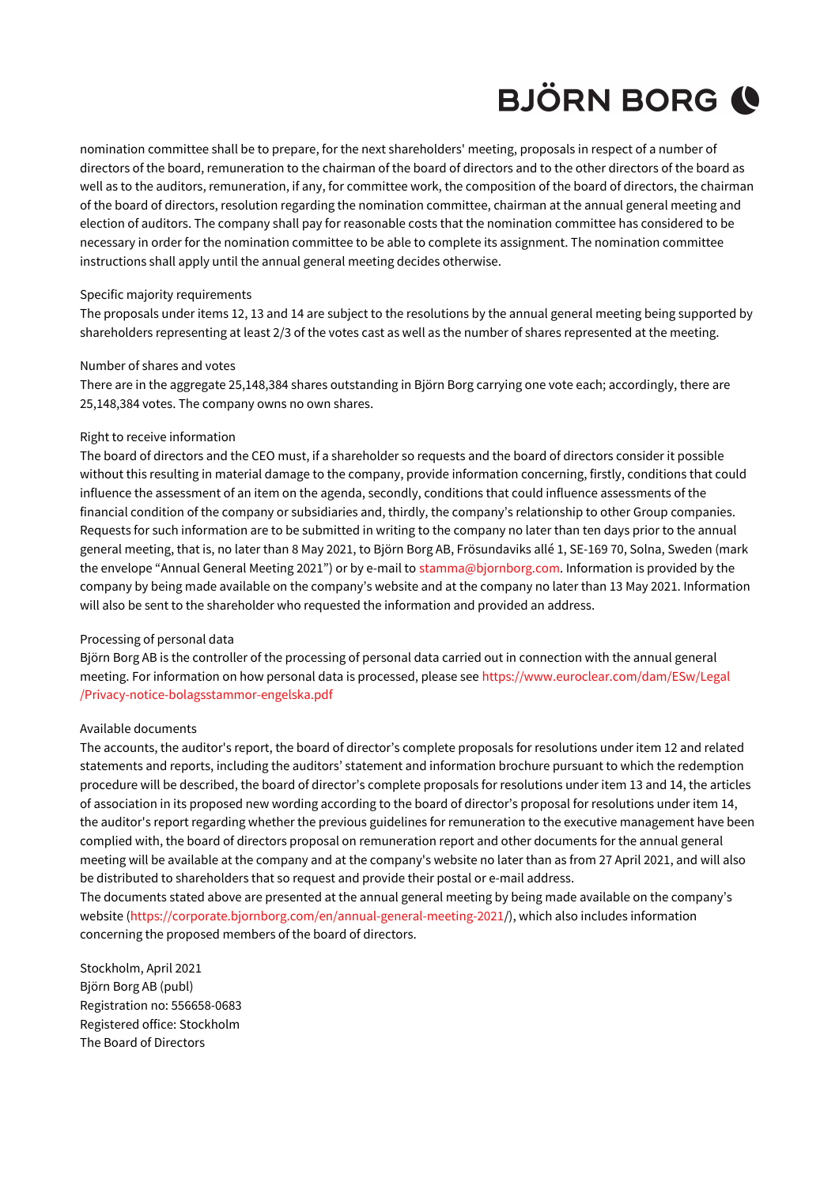nomination committee shall be to prepare, for the next shareholders' meeting, proposals in respect of a number of directors of the board, remuneration to the chairman of the board of directors and to the other directors of the board as well as to the auditors, remuneration, if any, for committee work, the composition of the board of directors, the chairman of the board of directors, resolution regarding the nomination committee, chairman at the annual general meeting and election of auditors. The company shall pay for reasonable costs that the nomination committee has considered to be necessary in order for the nomination committee to be able to complete its assignment. The nomination committee instructions shall apply until the annual general meeting decides otherwise.

Specific majority requirements
The proposals under items 12, 13 and 14 are subject to the resolutions by the annual general meeting being supported by shareholders representing at least 2/3 of the votes cast as well as the number of shares represented at the meeting.

Number of shares and votes
There are in the aggregate 25,148,384 shares outstanding in Björn Borg carrying one vote each; accordingly, there are 25,148,384 votes. The company owns no own shares.

Right to receive information
The board of directors and the CEO must, if a shareholder so requests and the board of directors consider it possible without this resulting in material damage to the company, provide information concerning, firstly, conditions that could influence the assessment of an item on the agenda, secondly, conditions that could influence assessments of the financial condition of the company or subsidiaries and, thirdly, the company's relationship to other Group companies. Requests for such information are to be submitted in writing to the company no later than ten days prior to the annual general meeting, that is, no later than 8 May 2021, to Björn Borg AB, Frösundaviks allé 1, SE-169 70, Solna, Sweden (mark the envelope "Annual General Meeting 2021") or by e-mail to stamma@bjornborg.com. Information is provided by the company by being made available on the company's website and at the company no later than 13 May 2021. Information will also be sent to the shareholder who requested the information and provided an address.

Processing of personal data
Björn Borg AB is the controller of the processing of personal data carried out in connection with the annual general meeting. For information on how personal data is processed, please see https://www.euroclear.com/dam/ESw/Legal/Privacy-notice-bolagsstammor-engelska.pdf

Available documents
The accounts, the auditor's report, the board of director's complete proposals for resolutions under item 12 and related statements and reports, including the auditors' statement and information brochure pursuant to which the redemption procedure will be described, the board of director's complete proposals for resolutions under item 13 and 14, the articles of association in its proposed new wording according to the board of director's proposal for resolutions under item 14, the auditor's report regarding whether the previous guidelines for remuneration to the executive management have been complied with, the board of directors proposal on remuneration report and other documents for the annual general meeting will be available at the company and at the company's website no later than as from 27 April 2021, and will also be distributed to shareholders that so request and provide their postal or e-mail address.
The documents stated above are presented at the annual general meeting by being made available on the company's website (https://corporate.bjornborg.com/en/annual-general-meeting-2021/), which also includes information concerning the proposed members of the board of directors.

Stockholm, April 2021
Björn Borg AB (publ)
Registration no: 556658-0683
Registered office: Stockholm
The Board of Directors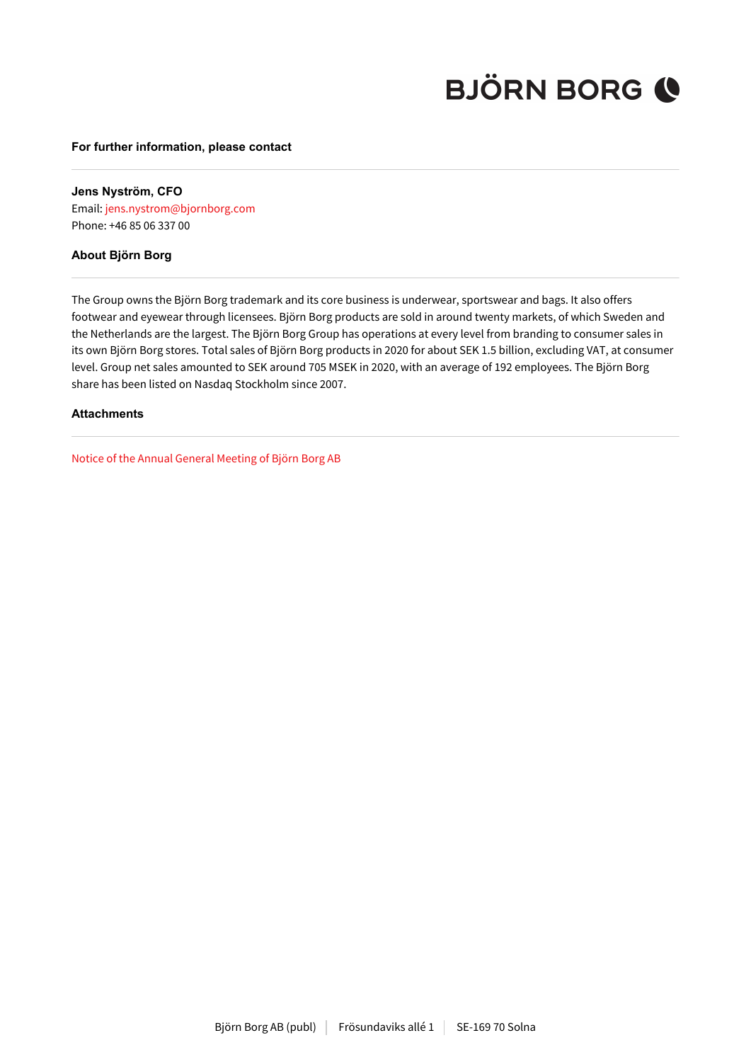### For further information, please contact

**Jens Nyström, CFO**
Email: jens.nystrom@bjornborg.com
Phone: +46 85 06 337 00

### About Björn Borg

The Group owns the Björn Borg trademark and its core business is underwear, sportswear and bags. It also offers footwear and eyewear through licensees. Björn Borg products are sold in around twenty markets, of which Sweden and the Netherlands are the largest. The Björn Borg Group has operations at every level from branding to consumer sales in its own Björn Borg stores. Total sales of Björn Borg products in 2020 for about SEK 1.5 billion, excluding VAT, at consumer level. Group net sales amounted to SEK around 705 MSEK in 2020, with an average of 192 employees. The Björn Borg share has been listed on Nasdaq Stockholm since 2007.

### Attachments

Notice of the Annual General Meeting of Björn Borg AB

Björn Borg AB (publ) | Frösundaviks allé 1 | SE-169 70 Solna